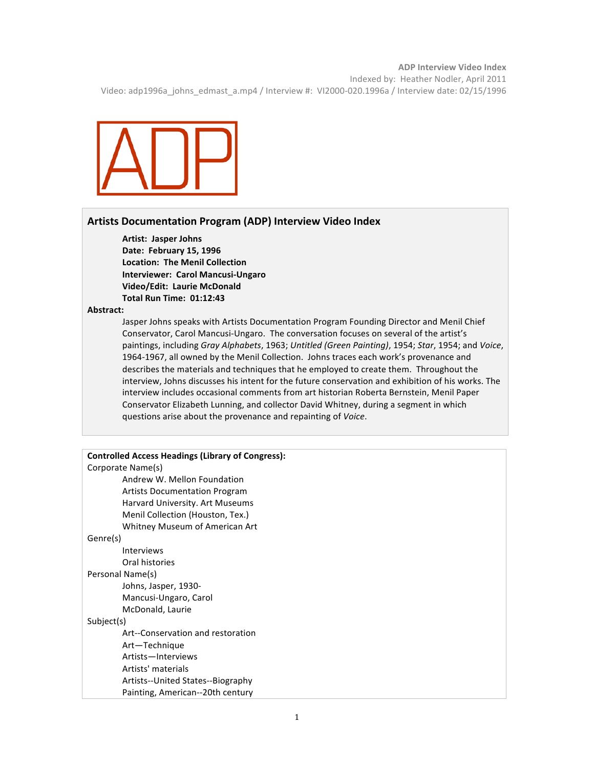ADP Interview Video Index
Indexed by: Heather Nodler, April 2011
Video: adp1996a_johns_edmast_a.mp4 / Interview #: VI2000-020.1996a / Interview date: 02/15/1996

ADP

## Artists Documentation Program (ADP) Interview Video Index

**Artist: Jasper Johns**
**Date: February 15, 1996**
**Location: The Menil Collection**
**Interviewer: Carol Mancusi-Ungaro**
**Video/Edit: Laurie McDonald**
**Total Run Time: 01:12:43**

**Abstract:**

Jasper Johns speaks with Artists Documentation Program Founding Director and Menil Chief Conservator, Carol Mancusi-Ungaro. The conversation focuses on several of the artist's paintings, including *Gray Alphabets*, 1963; *Untitled (Green Painting)*, 1954; *Star*, 1954; and *Voice*, 1964-1967, all owned by the Menil Collection. Johns traces each work's provenance and describes the materials and techniques that he employed to create them. Throughout the interview, Johns discusses his intent for the future conservation and exhibition of his works. The interview includes occasional comments from art historian Roberta Bernstein, Menil Paper Conservator Elizabeth Lunning, and collector David Whitney, during a segment in which questions arise about the provenance and repainting of *Voice*.

**Controlled Access Headings (Library of Congress):**

Corporate Name(s)
- Andrew W. Mellon Foundation
- Artists Documentation Program
- Harvard University. Art Museums
- Menil Collection (Houston, Tex.)
- Whitney Museum of American Art

Genre(s)
- Interviews
- Oral histories

Personal Name(s)
- Johns, Jasper, 1930-
- Mancusi-Ungaro, Carol
- McDonald, Laurie

Subject(s)
- Art--Conservation and restoration
- Art—Technique
- Artists—Interviews
- Artists' materials
- Artists--United States--Biography
- Painting, American--20th century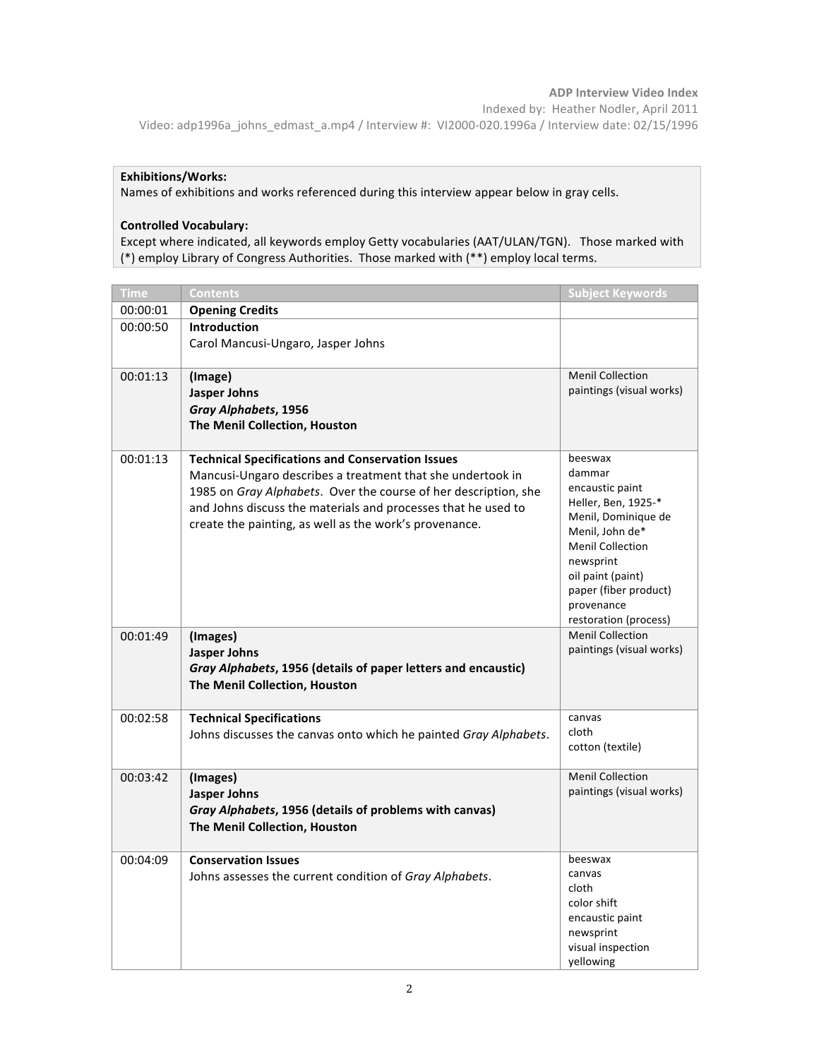ADP Interview Video Index
Indexed by: Heather Nodler, April 2011
Video: adp1996a_johns_edmast_a.mp4 / Interview #: VI2000-020.1996a / Interview date: 02/15/1996

**Exhibitions/Works:**
Names of exhibitions and works referenced during this interview appear below in gray cells.

**Controlled Vocabulary:**
Except where indicated, all keywords employ Getty vocabularies (AAT/ULAN/TGN). Those marked with (*) employ Library of Congress Authorities. Those marked with (**) employ local terms.

| Time | Contents | Subject Keywords |
|---|---|---|
| 00:00:01 | **Opening Credits** | |
| 00:00:50 | **Introduction**<br>Carol Mancusi-Ungaro, Jasper Johns | |
| 00:01:13 | **(Image)**<br>**Jasper Johns**<br>***Gray Alphabets*, 1956**<br>**The Menil Collection, Houston** | Menil Collection<br>paintings (visual works) |
| 00:01:13 | **Technical Specifications and Conservation Issues**<br>Mancusi-Ungaro describes a treatment that she undertook in 1985 on *Gray Alphabets*. Over the course of her description, she and Johns discuss the materials and processes that he used to create the painting, as well as the work's provenance. | beeswax<br>dammar<br>encaustic paint<br>Heller, Ben, 1925-*<br>Menil, Dominique de<br>Menil, John de*<br>Menil Collection<br>newsprint<br>oil paint (paint)<br>paper (fiber product)<br>provenance<br>restoration (process) |
| 00:01:49 | **(Images)**<br>**Jasper Johns**<br>***Gray Alphabets*, 1956 (details of paper letters and encaustic)**<br>**The Menil Collection, Houston** | Menil Collection<br>paintings (visual works) |
| 00:02:58 | **Technical Specifications**<br>Johns discusses the canvas onto which he painted *Gray Alphabets*. | canvas<br>cloth<br>cotton (textile) |
| 00:03:42 | **(Images)**<br>**Jasper Johns**<br>***Gray Alphabets*, 1956 (details of problems with canvas)**<br>**The Menil Collection, Houston** | Menil Collection<br>paintings (visual works) |
| 00:04:09 | **Conservation Issues**<br>Johns assesses the current condition of *Gray Alphabets*. | beeswax<br>canvas<br>cloth<br>color shift<br>encaustic paint<br>newsprint<br>visual inspection<br>yellowing |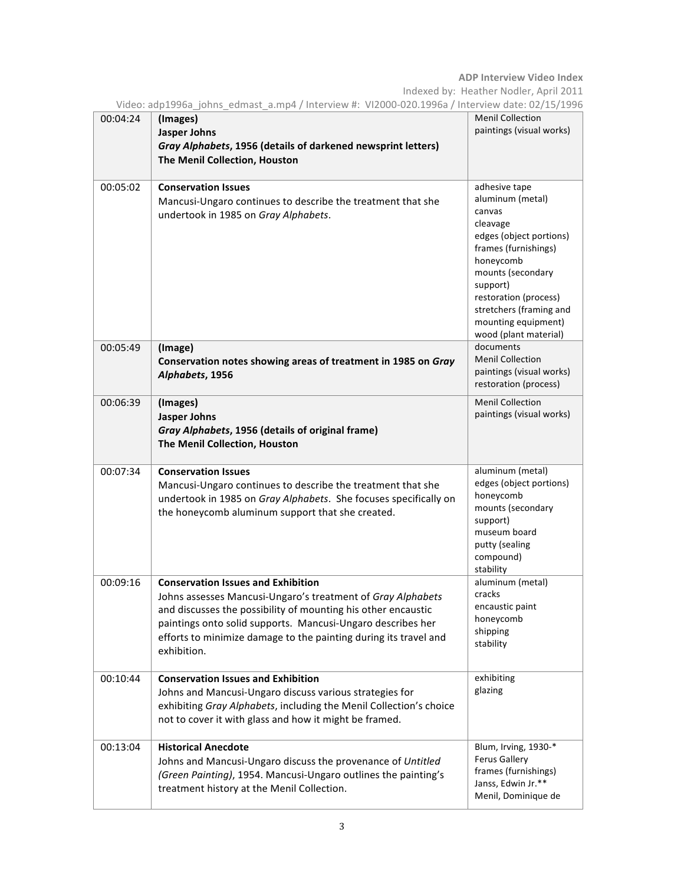| | | |
|---|---|---|
| 00:04:24 | **(Images)**<br>**Jasper Johns**<br>***Gray Alphabets*, 1956 (details of darkened newsprint letters)**<br>**The Menil Collection, Houston** | Menil Collection<br>paintings (visual works) |
| 00:05:02 | **Conservation Issues**<br>Mancusi-Ungaro continues to describe the treatment that she undertook in 1985 on *Gray Alphabets*. | adhesive tape<br>aluminum (metal)<br>canvas<br>cleavage<br>edges (object portions)<br>frames (furnishings)<br>honeycomb<br>mounts (secondary support)<br>restoration (process)<br>stretchers (framing and mounting equipment)<br>wood (plant material) |
| 00:05:49 | **(Image)**<br>**Conservation notes showing areas of treatment in 1985 on *Gray Alphabets*, 1956** | documents<br>Menil Collection<br>paintings (visual works)<br>restoration (process) |
| 00:06:39 | **(Images)**<br>**Jasper Johns**<br>***Gray Alphabets*, 1956 (details of original frame)**<br>**The Menil Collection, Houston** | Menil Collection<br>paintings (visual works) |
| 00:07:34 | **Conservation Issues**<br>Mancusi-Ungaro continues to describe the treatment that she undertook in 1985 on *Gray Alphabets*. She focuses specifically on the honeycomb aluminum support that she created. | aluminum (metal)<br>edges (object portions)<br>honeycomb<br>mounts (secondary support)<br>museum board<br>putty (sealing compound)<br>stability |
| 00:09:16 | **Conservation Issues and Exhibition**<br>Johns assesses Mancusi-Ungaro's treatment of *Gray Alphabets* and discusses the possibility of mounting his other encaustic paintings onto solid supports. Mancusi-Ungaro describes her efforts to minimize damage to the painting during its travel and exhibition. | aluminum (metal)<br>cracks<br>encaustic paint<br>honeycomb<br>shipping<br>stability |
| 00:10:44 | **Conservation Issues and Exhibition**<br>Johns and Mancusi-Ungaro discuss various strategies for exhibiting *Gray Alphabets*, including the Menil Collection's choice not to cover it with glass and how it might be framed. | exhibiting<br>glazing |
| 00:13:04 | **Historical Anecdote**<br>Johns and Mancusi-Ungaro discuss the provenance of *Untitled (Green Painting)*, 1954. Mancusi-Ungaro outlines the painting's treatment history at the Menil Collection. | Blum, Irving, 1930-*<br>Ferus Gallery<br>frames (furnishings)<br>Janss, Edwin Jr.**<br>Menil, Dominique de |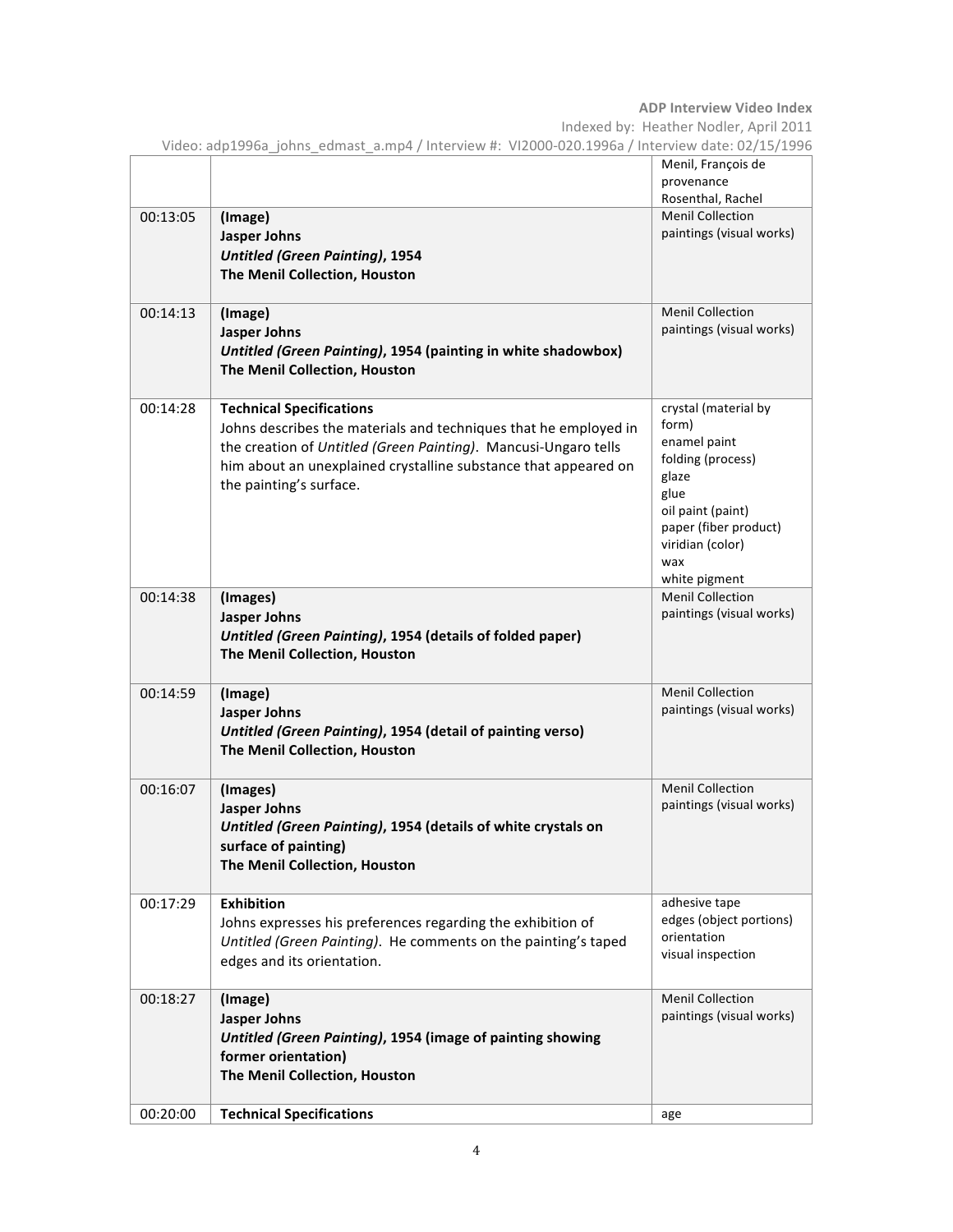| | | |
|---|---|---|
| | | Menil, François de<br>provenance<br>Rosenthal, Rachel |
| 00:13:05 | **(Image)**<br>**Jasper Johns**<br>***Untitled (Green Painting)*, 1954**<br>**The Menil Collection, Houston** | Menil Collection<br>paintings (visual works) |
| 00:14:13 | **(Image)**<br>**Jasper Johns**<br>***Untitled (Green Painting)*, 1954 (painting in white shadowbox)**<br>**The Menil Collection, Houston** | Menil Collection<br>paintings (visual works) |
| 00:14:28 | **Technical Specifications**<br>Johns describes the materials and techniques that he employed in the creation of *Untitled (Green Painting)*. Mancusi-Ungaro tells him about an unexplained crystalline substance that appeared on the painting's surface. | crystal (material by form)<br>enamel paint<br>folding (process)<br>glaze<br>glue<br>oil paint (paint)<br>paper (fiber product)<br>viridian (color)<br>wax<br>white pigment |
| 00:14:38 | **(Images)**<br>**Jasper Johns**<br>***Untitled (Green Painting)*, 1954 (details of folded paper)**<br>**The Menil Collection, Houston** | Menil Collection<br>paintings (visual works) |
| 00:14:59 | **(Image)**<br>**Jasper Johns**<br>***Untitled (Green Painting)*, 1954 (detail of painting verso)**<br>**The Menil Collection, Houston** | Menil Collection<br>paintings (visual works) |
| 00:16:07 | **(Images)**<br>**Jasper Johns**<br>***Untitled (Green Painting)*, 1954 (details of white crystals on surface of painting)**<br>**The Menil Collection, Houston** | Menil Collection<br>paintings (visual works) |
| 00:17:29 | **Exhibition**<br>Johns expresses his preferences regarding the exhibition of *Untitled (Green Painting)*. He comments on the painting's taped edges and its orientation. | adhesive tape<br>edges (object portions)<br>orientation<br>visual inspection |
| 00:18:27 | **(Image)**<br>**Jasper Johns**<br>***Untitled (Green Painting)*, 1954 (image of painting showing former orientation)**<br>**The Menil Collection, Houston** | Menil Collection<br>paintings (visual works) |
| 00:20:00 | **Technical Specifications** | age |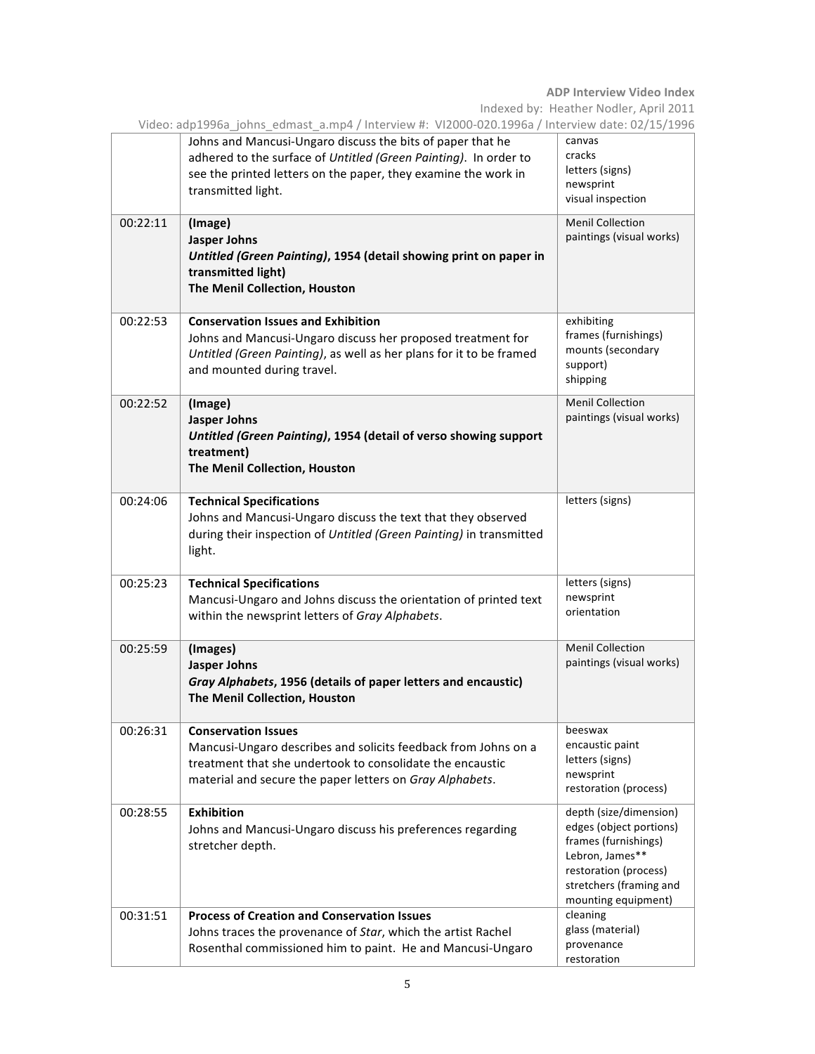| | | |
|---|---|---|
| | Johns and Mancusi-Ungaro discuss the bits of paper that he adhered to the surface of *Untitled (Green Painting)*. In order to see the printed letters on the paper, they examine the work in transmitted light. | canvas<br>cracks<br>letters (signs)<br>newsprint<br>visual inspection |
| 00:22:11 | **(Image)**<br>**Jasper Johns**<br>***Untitled (Green Painting)*, 1954 (detail showing print on paper in transmitted light)**<br>**The Menil Collection, Houston** | Menil Collection<br>paintings (visual works) |
| 00:22:53 | **Conservation Issues and Exhibition**<br>Johns and Mancusi-Ungaro discuss her proposed treatment for *Untitled (Green Painting)*, as well as her plans for it to be framed and mounted during travel. | exhibiting<br>frames (furnishings)<br>mounts (secondary support)<br>shipping |
| 00:22:52 | **(Image)**<br>**Jasper Johns**<br>***Untitled (Green Painting)*, 1954 (detail of verso showing support treatment)**<br>**The Menil Collection, Houston** | Menil Collection<br>paintings (visual works) |
| 00:24:06 | **Technical Specifications**<br>Johns and Mancusi-Ungaro discuss the text that they observed during their inspection of *Untitled (Green Painting)* in transmitted light. | letters (signs) |
| 00:25:23 | **Technical Specifications**<br>Mancusi-Ungaro and Johns discuss the orientation of printed text within the newsprint letters of *Gray Alphabets*. | letters (signs)<br>newsprint<br>orientation |
| 00:25:59 | **(Images)**<br>**Jasper Johns**<br>***Gray Alphabets*, 1956 (details of paper letters and encaustic)**<br>**The Menil Collection, Houston** | Menil Collection<br>paintings (visual works) |
| 00:26:31 | **Conservation Issues**<br>Mancusi-Ungaro describes and solicits feedback from Johns on a treatment that she undertook to consolidate the encaustic material and secure the paper letters on *Gray Alphabets*. | beeswax<br>encaustic paint<br>letters (signs)<br>newsprint<br>restoration (process) |
| 00:28:55 | **Exhibition**<br>Johns and Mancusi-Ungaro discuss his preferences regarding stretcher depth. | depth (size/dimension)<br>edges (object portions)<br>frames (furnishings)<br>Lebron, James**<br>restoration (process)<br>stretchers (framing and mounting equipment) |
| 00:31:51 | **Process of Creation and Conservation Issues**<br>Johns traces the provenance of *Star*, which the artist Rachel Rosenthal commissioned him to paint. He and Mancusi-Ungaro | cleaning<br>glass (material)<br>provenance<br>restoration |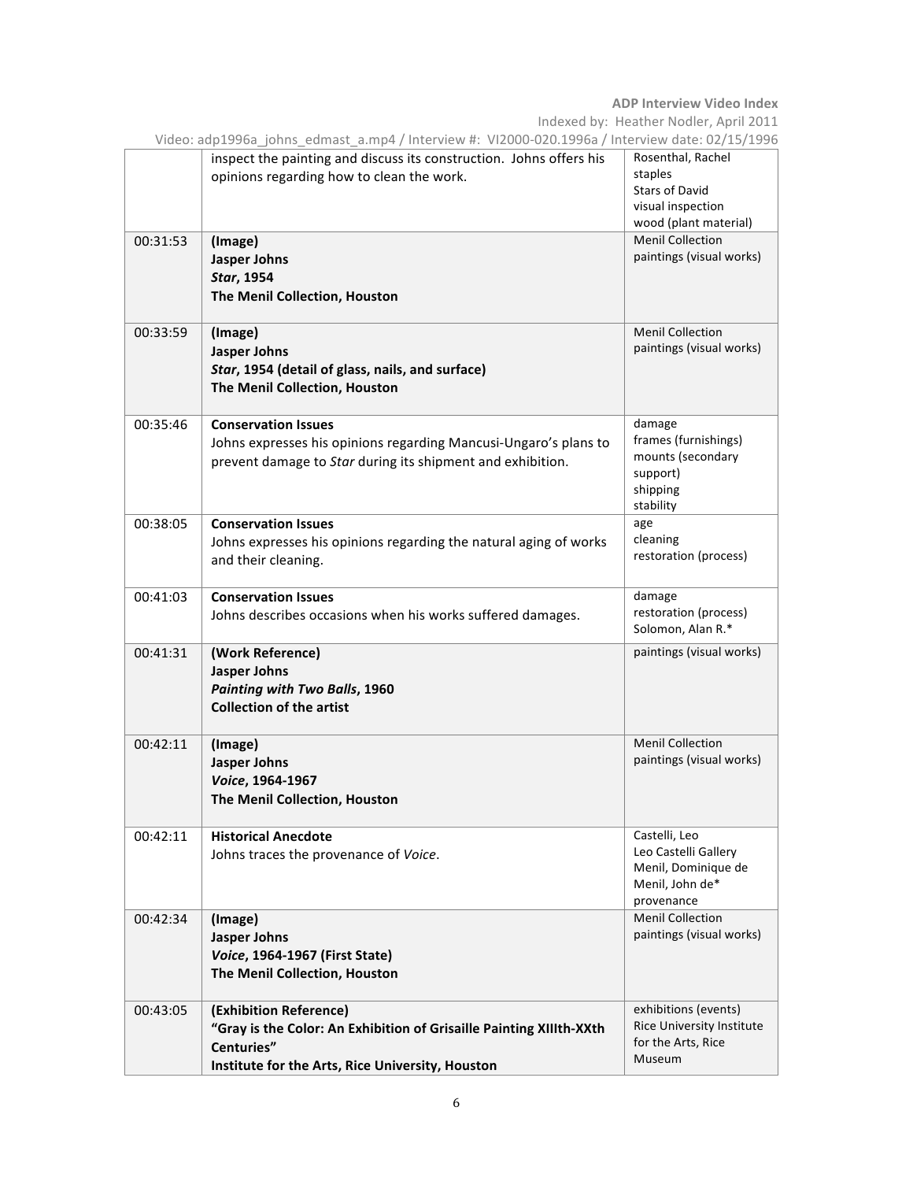| | | |
|---|---|---|
| | inspect the painting and discuss its construction. Johns offers his opinions regarding how to clean the work. | Rosenthal, Rachel<br>staples<br>Stars of David<br>visual inspection<br>wood (plant material) |
| 00:31:53 | **(Image)**<br>**Jasper Johns**<br>***Star*, 1954**<br>**The Menil Collection, Houston** | Menil Collection<br>paintings (visual works) |
| 00:33:59 | **(Image)**<br>**Jasper Johns**<br>***Star*, 1954 (detail of glass, nails, and surface)**<br>**The Menil Collection, Houston** | Menil Collection<br>paintings (visual works) |
| 00:35:46 | **Conservation Issues**<br>Johns expresses his opinions regarding Mancusi-Ungaro's plans to prevent damage to *Star* during its shipment and exhibition. | damage<br>frames (furnishings)<br>mounts (secondary support)<br>shipping<br>stability |
| 00:38:05 | **Conservation Issues**<br>Johns expresses his opinions regarding the natural aging of works and their cleaning. | age<br>cleaning<br>restoration (process) |
| 00:41:03 | **Conservation Issues**<br>Johns describes occasions when his works suffered damages. | damage<br>restoration (process)<br>Solomon, Alan R.* |
| 00:41:31 | **(Work Reference)**<br>**Jasper Johns**<br>***Painting with Two Balls*, 1960**<br>**Collection of the artist** | paintings (visual works) |
| 00:42:11 | **(Image)**<br>**Jasper Johns**<br>***Voice*, 1964-1967**<br>**The Menil Collection, Houston** | Menil Collection<br>paintings (visual works) |
| 00:42:11 | **Historical Anecdote**<br>Johns traces the provenance of *Voice*. | Castelli, Leo<br>Leo Castelli Gallery<br>Menil, Dominique de<br>Menil, John de*<br>provenance |
| 00:42:34 | **(Image)**<br>**Jasper Johns**<br>***Voice*, 1964-1967 (First State)**<br>**The Menil Collection, Houston** | Menil Collection<br>paintings (visual works) |
| 00:43:05 | **(Exhibition Reference)**<br>**"Gray is the Color: An Exhibition of Grisaille Painting XIIIth-XXth Centuries"**<br>**Institute for the Arts, Rice University, Houston** | exhibitions (events)<br>Rice University Institute for the Arts, Rice Museum |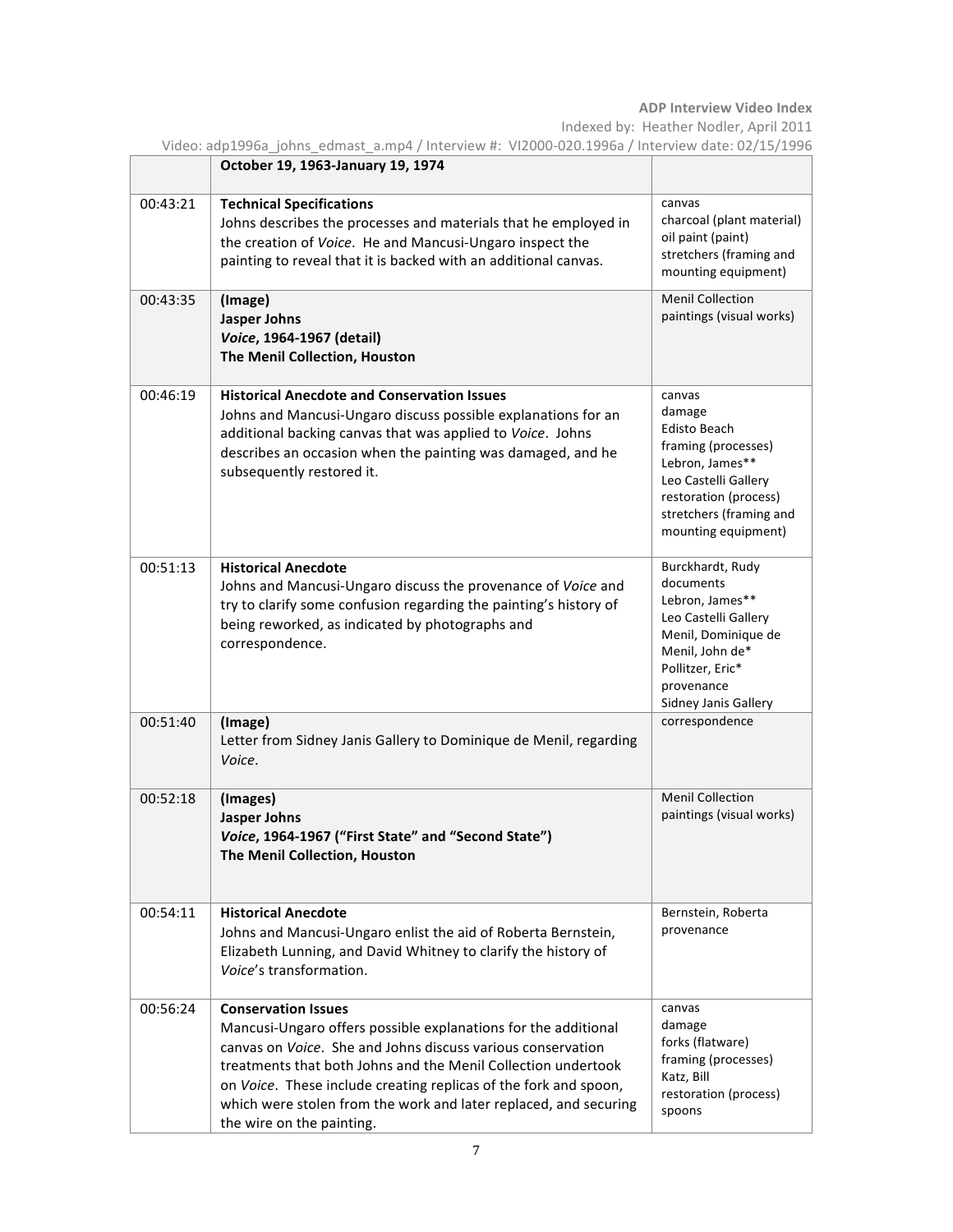| | October 19, 1963-January 19, 1974 | |
|---|---|---|
| 00:43:21 | **Technical Specifications**<br>Johns describes the processes and materials that he employed in the creation of *Voice*. He and Mancusi-Ungaro inspect the painting to reveal that it is backed with an additional canvas. | canvas<br>charcoal (plant material)<br>oil paint (paint)<br>stretchers (framing and mounting equipment) |
| 00:43:35 | **(Image)**<br>**Jasper Johns**<br>***Voice*, 1964-1967 (detail)**<br>**The Menil Collection, Houston** | Menil Collection<br>paintings (visual works) |
| 00:46:19 | **Historical Anecdote and Conservation Issues**<br>Johns and Mancusi-Ungaro discuss possible explanations for an additional backing canvas that was applied to *Voice*. Johns describes an occasion when the painting was damaged, and he subsequently restored it. | canvas<br>damage<br>Edisto Beach<br>framing (processes)<br>Lebron, James**<br>Leo Castelli Gallery<br>restoration (process)<br>stretchers (framing and mounting equipment) |
| 00:51:13 | **Historical Anecdote**<br>Johns and Mancusi-Ungaro discuss the provenance of *Voice* and try to clarify some confusion regarding the painting's history of being reworked, as indicated by photographs and correspondence. | Burckhardt, Rudy<br>documents<br>Lebron, James**<br>Leo Castelli Gallery<br>Menil, Dominique de<br>Menil, John de*<br>Pollitzer, Eric*<br>provenance<br>Sidney Janis Gallery |
| 00:51:40 | **(Image)**<br>Letter from Sidney Janis Gallery to Dominique de Menil, regarding *Voice*. | correspondence |
| 00:52:18 | **(Images)**<br>**Jasper Johns**<br>***Voice*, 1964-1967 ("First State" and "Second State")**<br>**The Menil Collection, Houston** | Menil Collection<br>paintings (visual works) |
| 00:54:11 | **Historical Anecdote**<br>Johns and Mancusi-Ungaro enlist the aid of Roberta Bernstein, Elizabeth Lunning, and David Whitney to clarify the history of *Voice*'s transformation. | Bernstein, Roberta<br>provenance |
| 00:56:24 | **Conservation Issues**<br>Mancusi-Ungaro offers possible explanations for the additional canvas on *Voice*. She and Johns discuss various conservation treatments that both Johns and the Menil Collection undertook on *Voice*. These include creating replicas of the fork and spoon, which were stolen from the work and later replaced, and securing the wire on the painting. | canvas<br>damage<br>forks (flatware)<br>framing (processes)<br>Katz, Bill<br>restoration (process)<br>spoons |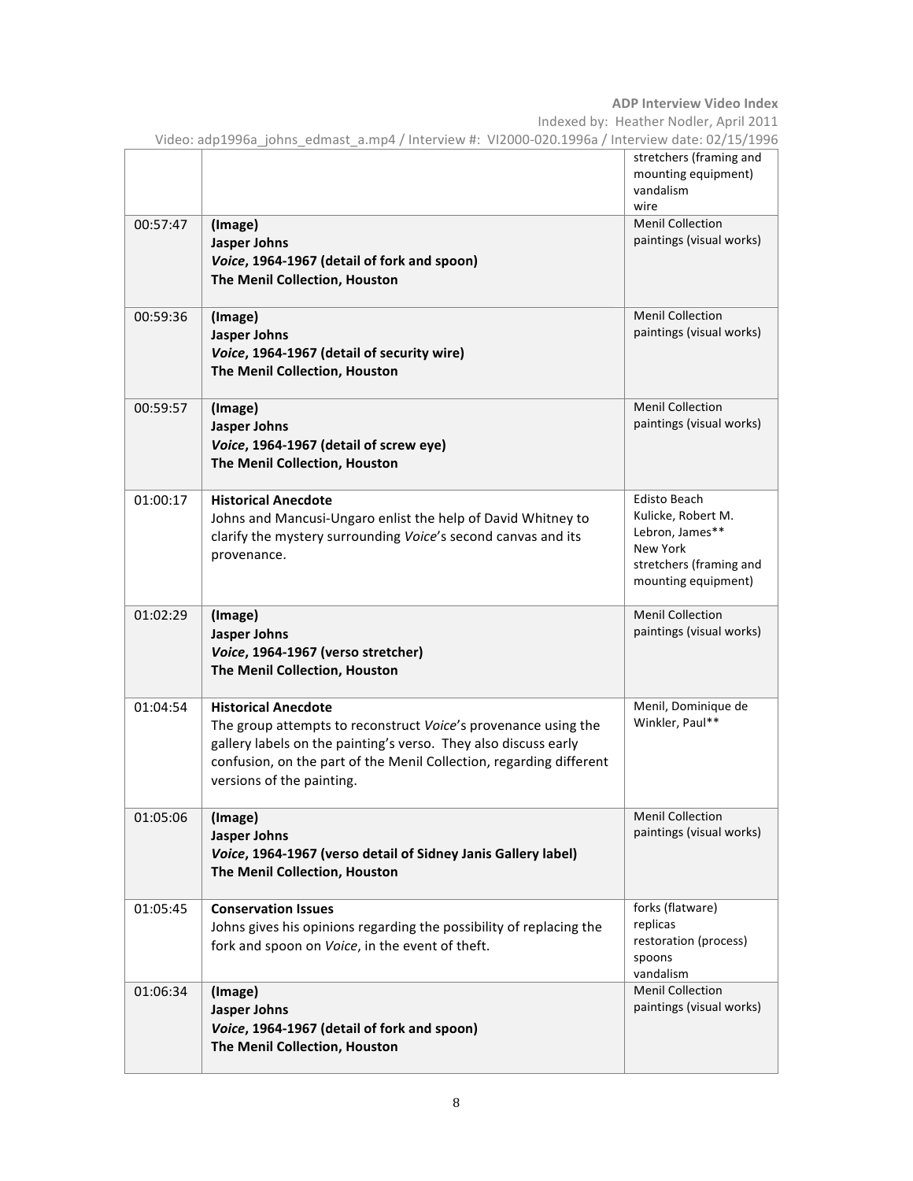| | | |
|---|---|---|
| | | stretchers (framing and mounting equipment)<br>vandalism<br>wire |
| 00:57:47 | **(Image)**<br>**Jasper Johns**<br>***Voice*, 1964-1967 (detail of fork and spoon)**<br>**The Menil Collection, Houston** | Menil Collection<br>paintings (visual works) |
| 00:59:36 | **(Image)**<br>**Jasper Johns**<br>***Voice*, 1964-1967 (detail of security wire)**<br>**The Menil Collection, Houston** | Menil Collection<br>paintings (visual works) |
| 00:59:57 | **(Image)**<br>**Jasper Johns**<br>***Voice*, 1964-1967 (detail of screw eye)**<br>**The Menil Collection, Houston** | Menil Collection<br>paintings (visual works) |
| 01:00:17 | **Historical Anecdote**<br>Johns and Mancusi-Ungaro enlist the help of David Whitney to clarify the mystery surrounding *Voice*'s second canvas and its provenance. | Edisto Beach<br>Kulicke, Robert M.<br>Lebron, James**<br>New York<br>stretchers (framing and mounting equipment) |
| 01:02:29 | **(Image)**<br>**Jasper Johns**<br>***Voice*, 1964-1967 (verso stretcher)**<br>**The Menil Collection, Houston** | Menil Collection<br>paintings (visual works) |
| 01:04:54 | **Historical Anecdote**<br>The group attempts to reconstruct *Voice*'s provenance using the gallery labels on the painting's verso. They also discuss early confusion, on the part of the Menil Collection, regarding different versions of the painting. | Menil, Dominique de<br>Winkler, Paul** |
| 01:05:06 | **(Image)**<br>**Jasper Johns**<br>***Voice*, 1964-1967 (verso detail of Sidney Janis Gallery label)**<br>**The Menil Collection, Houston** | Menil Collection<br>paintings (visual works) |
| 01:05:45 | **Conservation Issues**<br>Johns gives his opinions regarding the possibility of replacing the fork and spoon on *Voice*, in the event of theft. | forks (flatware)<br>replicas<br>restoration (process)<br>spoons<br>vandalism |
| 01:06:34 | **(Image)**<br>**Jasper Johns**<br>***Voice*, 1964-1967 (detail of fork and spoon)**<br>**The Menil Collection, Houston** | Menil Collection<br>paintings (visual works) |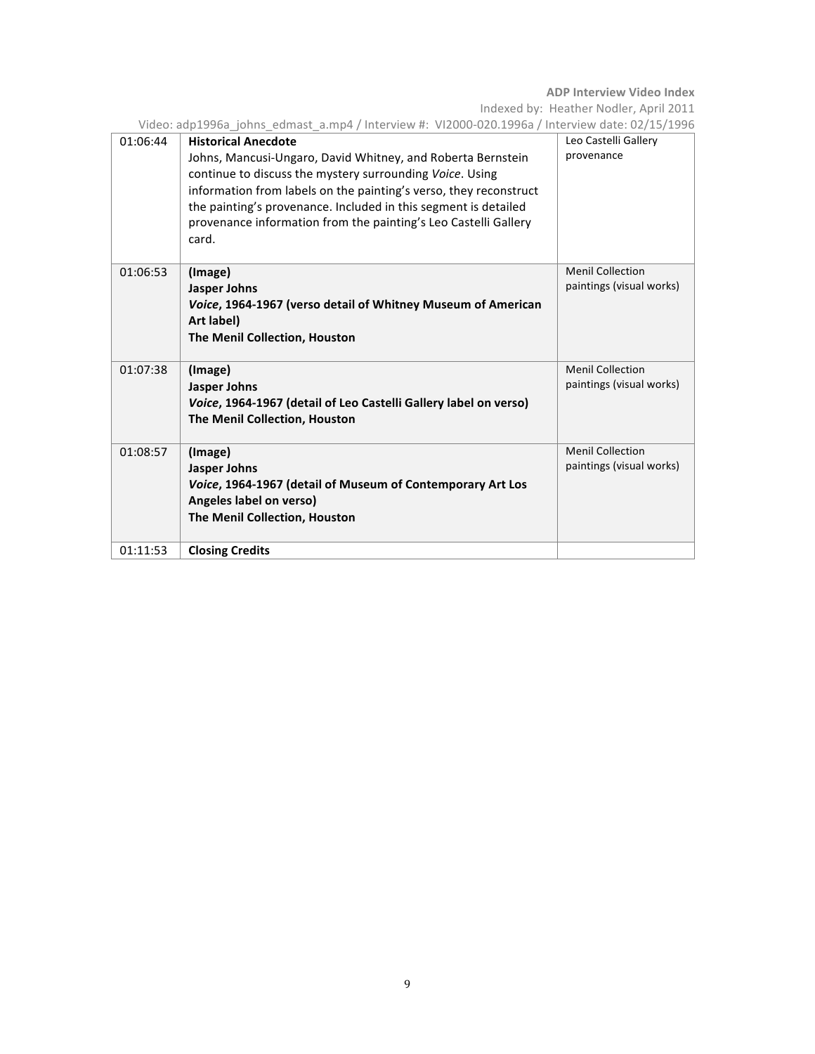| | | |
|---|---|---|
| 01:06:44 | **Historical Anecdote**<br>Johns, Mancusi-Ungaro, David Whitney, and Roberta Bernstein continue to discuss the mystery surrounding *Voice*. Using information from labels on the painting's verso, they reconstruct the painting's provenance. Included in this segment is detailed provenance information from the painting's Leo Castelli Gallery card. | Leo Castelli Gallery provenance |
| 01:06:53 | **(Image)**<br>**Jasper Johns**<br>***Voice*, 1964-1967 (verso detail of Whitney Museum of American Art label)**<br>**The Menil Collection, Houston** | Menil Collection paintings (visual works) |
| 01:07:38 | **(Image)**<br>**Jasper Johns**<br>***Voice*, 1964-1967 (detail of Leo Castelli Gallery label on verso)**<br>**The Menil Collection, Houston** | Menil Collection paintings (visual works) |
| 01:08:57 | **(Image)**<br>**Jasper Johns**<br>***Voice*, 1964-1967 (detail of Museum of Contemporary Art Los Angeles label on verso)**<br>**The Menil Collection, Houston** | Menil Collection paintings (visual works) |
| 01:11:53 | **Closing Credits** | |